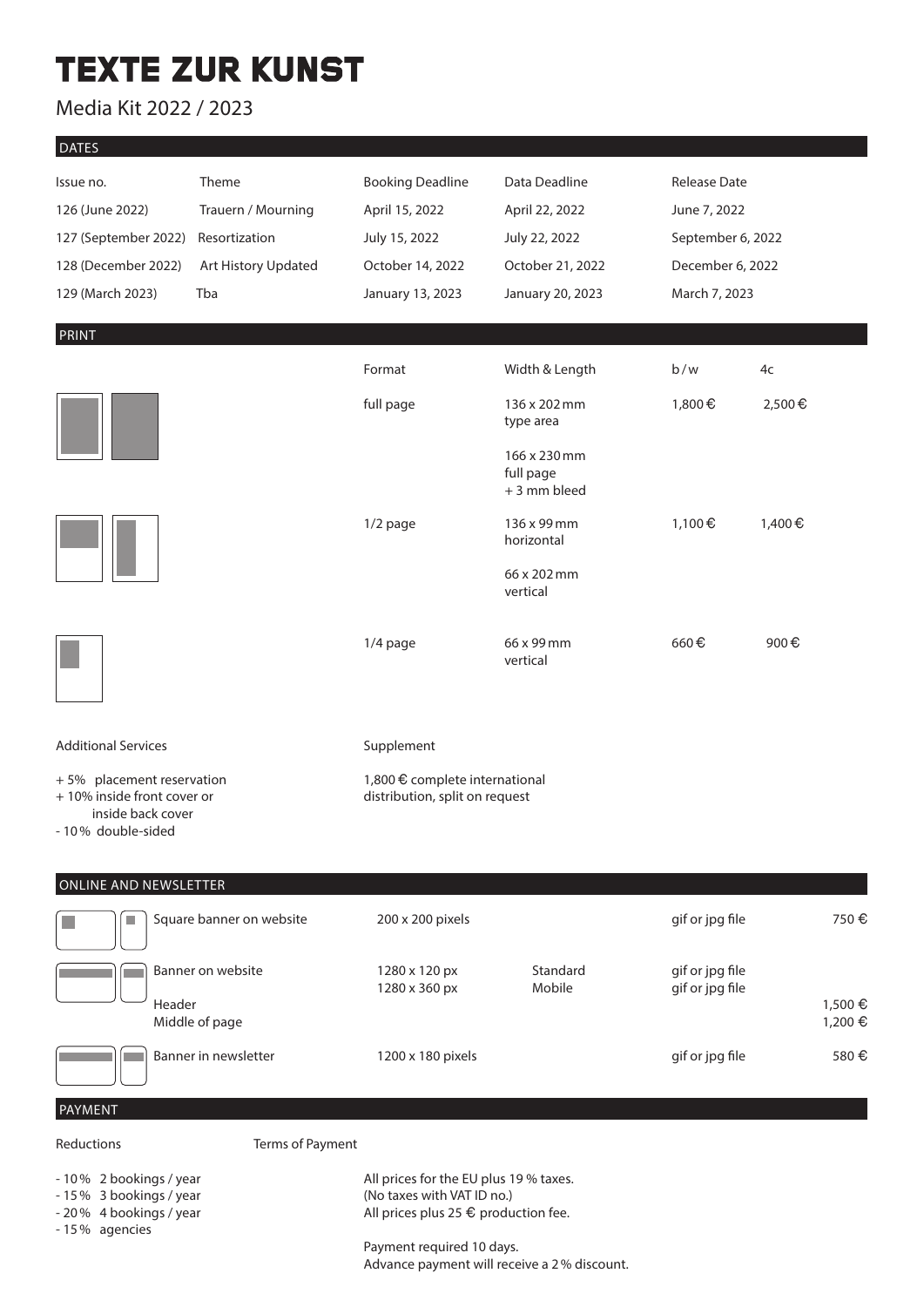# TEXTE ZUR KUNST

Media Kit 2022 / 2023

## DATES

| Issue no. | Theme | Booking Deadline | Data Deadline | Release Date |
|---|---|---|---|---|
| 126 (June 2022) | Trauern / Mourning | April 15, 2022 | April 22, 2022 | June 7, 2022 |
| 127 (September 2022) | Resortization | July 15, 2022 | July 22, 2022 | September 6, 2022 |
| 128 (December 2022) | Art History Updated | October 14, 2022 | October 21, 2022 | December 6, 2022 |
| 129 (March 2023) | Tba | January 13, 2023 | January 20, 2023 | March 7, 2023 |

## PRINT

| Format | Width & Length | b/w | 4c |
|---|---|---|---|
| full page | 136 x 202 mm type area<br>166 x 230 mm full page + 3 mm bleed | 1,800 € | 2,500 € |
| 1/2 page | 136 x 99 mm horizontal<br>66 x 202 mm vertical | 1,100 € | 1,400 € |
| 1/4 page | 66 x 99 mm vertical | 660 € | 900 € |

**Additional Services**

- + 5% placement reservation
- + 10% inside front cover or inside back cover
- - 10% double-sided

**Supplement**

1,800 € complete international distribution, split on request

## ONLINE AND NEWSLETTER

| | Size | | File | Price |
|---|---|---|---|---|
| Square banner on website | 200 x 200 pixels | | gif or jpg file | 750 € |
| Banner on website | 1280 x 120 px<br>1280 x 360 px | Standard<br>Mobile | gif or jpg file<br>gif or jpg file | |
| Header | | | | 1,500 € |
| Middle of page | | | | 1,200 € |
| Banner in newsletter | 1200 x 180 pixels | | gif or jpg file | 580 € |

## PAYMENT

**Reductions**

- - 10% 2 bookings / year
- - 15% 3 bookings / year
- - 20% 4 bookings / year
- - 15% agencies

**Terms of Payment**

All prices for the EU plus 19 % taxes.
(No taxes with VAT ID no.)
All prices plus 25 € production fee.

Payment required 10 days.
Advance payment will receive a 2 % discount.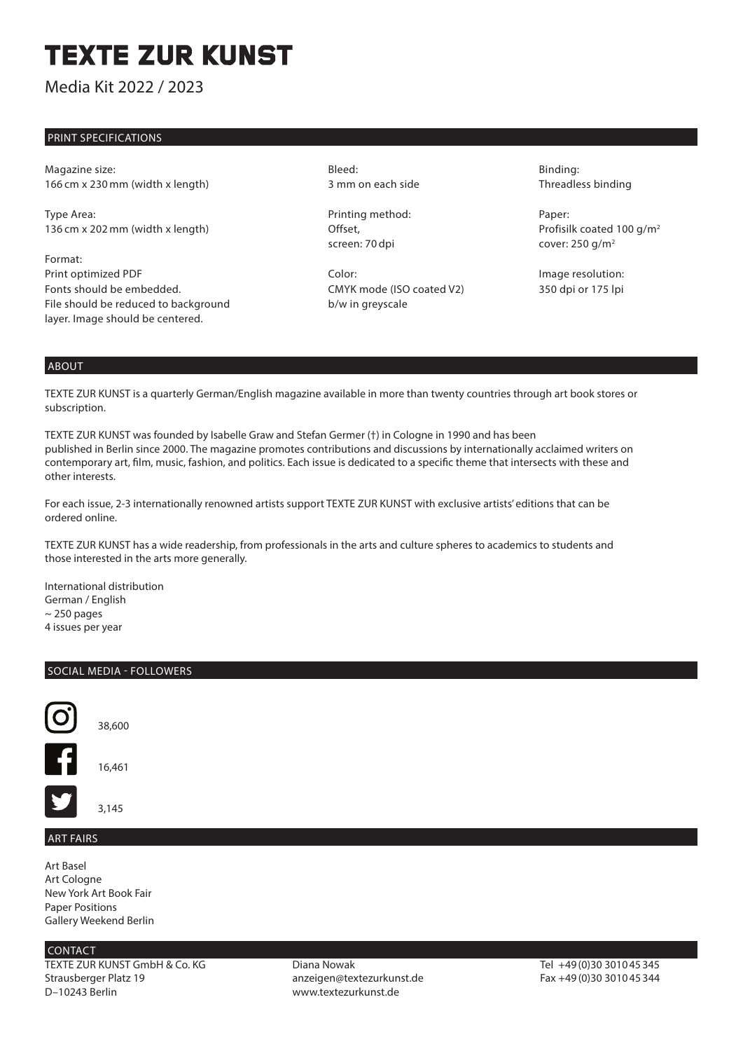# TEXTE ZUR KUNST

Media Kit 2022 / 2023

## PRINT SPECIFICATIONS

Magazine size:
166 cm x 230 mm (width x length)

Type Area:
136 cm x 202 mm (width x length)

Format:
Print optimized PDF
Fonts should be embedded.
File should be reduced to background layer. Image should be centered.

Bleed:
3 mm on each side

Printing method:
Offset,
screen: 70 dpi

Color:
CMYK mode (ISO coated V2)
b/w in greyscale

Binding:
Threadless binding

Paper:
Profisilk coated 100 g/m$^2$
cover: 250 g/m$^2$

Image resolution:
350 dpi or 175 lpi

## ABOUT

TEXTE ZUR KUNST is a quarterly German/English magazine available in more than twenty countries through art book stores or subscription.

TEXTE ZUR KUNST was founded by Isabelle Graw and Stefan Germer (†) in Cologne in 1990 and has been published in Berlin since 2000. The magazine promotes contributions and discussions by internationally acclaimed writers on contemporary art, film, music, fashion, and politics. Each issue is dedicated to a specific theme that intersects with these and other interests.

For each issue, 2-3 internationally renowned artists support TEXTE ZUR KUNST with exclusive artists' editions that can be ordered online.

TEXTE ZUR KUNST has a wide readership, from professionals in the arts and culture spheres to academics to students and those interested in the arts more generally.

International distribution
German / English
~ 250 pages
4 issues per year

## SOCIAL MEDIA - FOLLOWERS

38,600

16,461

3,145

## ART FAIRS

Art Basel
Art Cologne
New York Art Book Fair
Paper Positions
Gallery Weekend Berlin

## CONTACT

TEXTE ZUR KUNST GmbH & Co. KG
Strausberger Platz 19
D–10243 Berlin

Diana Nowak
anzeigen@textezurkunst.de
www.textezurkunst.de

Tel +49 (0)30 3010 45 345
Fax +49 (0)30 3010 45 344